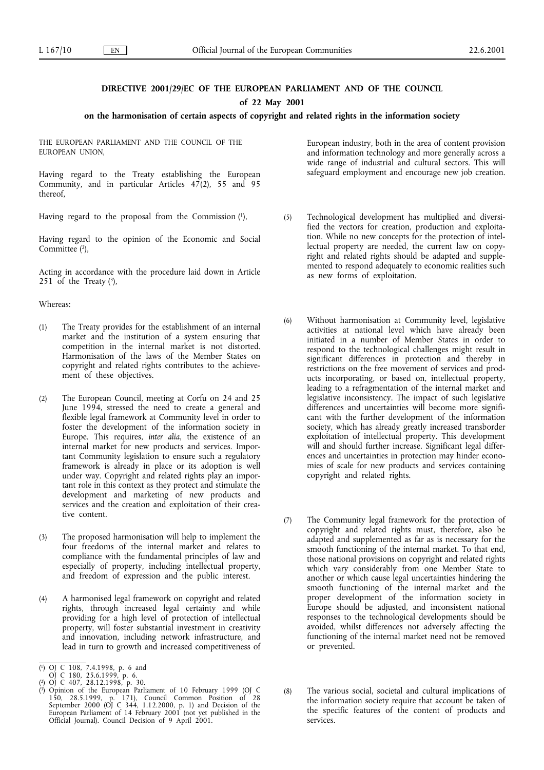# DIRECTIVE 2001/29/EC OF THE EUROPEAN PARLIAMENT AND OF THE COUNCIL

## of 22 May 2001

## on the harmonisation of certain aspects of copyright and related rights in the information society

THE EUROPEAN PARLIAMENT AND THE COUNCIL OF THE EUROPEAN UNION,

Having regard to the Treaty establishing the European Community, and in particular Articles 47(2), 55 and 95 thereof,

Having regard to the proposal from the Commission [1],

Having regard to the opinion of the Economic and Social Committee [2],

Acting in accordance with the procedure laid down in Article 251 of the Treaty [3],

Whereas:

(1) The Treaty provides for the establishment of an internal market and the institution of a system ensuring that competition in the internal market is not distorted. Harmonisation of the laws of the Member States on copyright and related rights contributes to the achievement of these objectives.

(2) The European Council, meeting at Corfu on 24 and 25 June 1994, stressed the need to create a general and flexible legal framework at Community level in order to foster the development of the information society in Europe. This requires, *inter alia*, the existence of an internal market for new products and services. Important Community legislation to ensure such a regulatory framework is already in place or its adoption is well under way. Copyright and related rights play an important role in this context as they protect and stimulate the development and marketing of new products and services and the creation and exploitation of their creative content.

(3) The proposed harmonisation will help to implement the four freedoms of the internal market and relates to compliance with the fundamental principles of law and especially of property, including intellectual property, and freedom of expression and the public interest.

(4) A harmonised legal framework on copyright and related rights, through increased legal certainty and while providing for a high level of protection of intellectual property, will foster substantial investment in creativity and innovation, including network infrastructure, and lead in turn to growth and increased competitiveness of European industry, both in the area of content provision and information technology and more generally across a wide range of industrial and cultural sectors. This will safeguard employment and encourage new job creation.

(5) Technological development has multiplied and diversified the vectors for creation, production and exploitation. While no new concepts for the protection of intellectual property are needed, the current law on copyright and related rights should be adapted and supplemented to respond adequately to economic realities such as new forms of exploitation.

(6) Without harmonisation at Community level, legislative activities at national level which have already been initiated in a number of Member States in order to respond to the technological challenges might result in significant differences in protection and thereby in restrictions on the free movement of services and products incorporating, or based on, intellectual property, leading to a refragmentation of the internal market and legislative inconsistency. The impact of such legislative differences and uncertainties will become more significant with the further development of the information society, which has already greatly increased transborder exploitation of intellectual property. This development will and should further increase. Significant legal differences and uncertainties in protection may hinder economies of scale for new products and services containing copyright and related rights.

(7) The Community legal framework for the protection of copyright and related rights must, therefore, also be adapted and supplemented as far as is necessary for the smooth functioning of the internal market. To that end, those national provisions on copyright and related rights which vary considerably from one Member State to another or which cause legal uncertainties hindering the smooth functioning of the internal market and the proper development of the information society in Europe should be adjusted, and inconsistent national responses to the technological developments should be avoided, whilst differences not adversely affecting the functioning of the internal market need not be removed or prevented.

(8) The various social, societal and cultural implications of the information society require that account be taken of the specific features of the content of products and services.

---

[1] OJ C 108, 7.4.1998, p. 6 and OJ C 180, 25.6.1999, p. 6.

[2] OJ C 407, 28.12.1998, p. 30.

[3] Opinion of the European Parliament of 10 February 1999 (OJ C 150, 28.5.1999, p. 171), Council Common Position of 28 September 2000 (OJ C 344, 1.12.2000, p. 1) and Decision of the European Parliament of 14 February 2001 (not yet published in the Official Journal). Council Decision of 9 April 2001.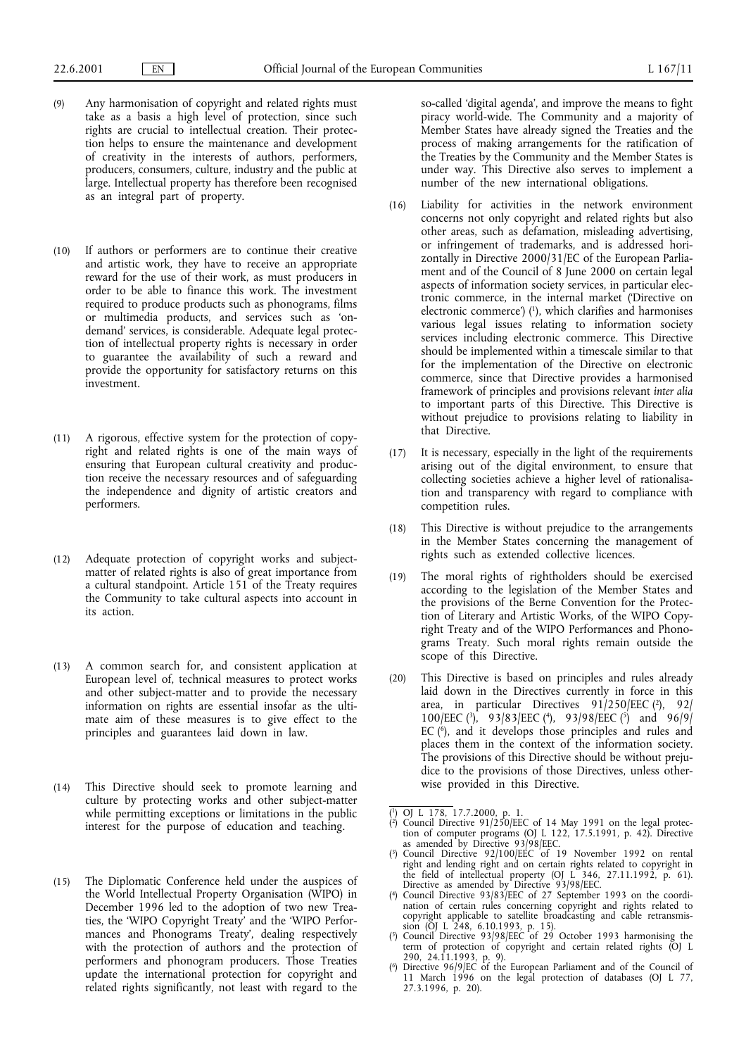(9) Any harmonisation of copyright and related rights must take as a basis a high level of protection, since such rights are crucial to intellectual creation. Their protection helps to ensure the maintenance and development of creativity in the interests of authors, performers, producers, consumers, culture, industry and the public at large. Intellectual property has therefore been recognised as an integral part of property.

(10) If authors or performers are to continue their creative and artistic work, they have to receive an appropriate reward for the use of their work, as must producers in order to be able to finance this work. The investment required to produce products such as phonograms, films or multimedia products, and services such as 'on-demand' services, is considerable. Adequate legal protection of intellectual property rights is necessary in order to guarantee the availability of such a reward and provide the opportunity for satisfactory returns on this investment.

(11) A rigorous, effective system for the protection of copyright and related rights is one of the main ways of ensuring that European cultural creativity and production receive the necessary resources and of safeguarding the independence and dignity of artistic creators and performers.

(12) Adequate protection of copyright works and subject-matter of related rights is also of great importance from a cultural standpoint. Article 151 of the Treaty requires the Community to take cultural aspects into account in its action.

(13) A common search for, and consistent application at European level of, technical measures to protect works and other subject-matter and to provide the necessary information on rights are essential insofar as the ultimate aim of these measures is to give effect to the principles and guarantees laid down in law.

(14) This Directive should seek to promote learning and culture by protecting works and other subject-matter while permitting exceptions or limitations in the public interest for the purpose of education and teaching.

(15) The Diplomatic Conference held under the auspices of the World Intellectual Property Organisation (WIPO) in December 1996 led to the adoption of two new Treaties, the 'WIPO Copyright Treaty' and the 'WIPO Performances and Phonograms Treaty', dealing respectively with the protection of authors and the protection of performers and phonogram producers. Those Treaties update the international protection for copyright and related rights significantly, not least with regard to the so-called 'digital agenda', and improve the means to fight piracy world-wide. The Community and a majority of Member States have already signed the Treaties and the process of making arrangements for the ratification of the Treaties by the Community and the Member States is under way. This Directive also serves to implement a number of the new international obligations.

(16) Liability for activities in the network environment concerns not only copyright and related rights but also other areas, such as defamation, misleading advertising, or infringement of trademarks, and is addressed horizontally in Directive 2000/31/EC of the European Parliament and of the Council of 8 June 2000 on certain legal aspects of information society services, in particular electronic commerce, in the internal market ('Directive on electronic commerce') [1], which clarifies and harmonises various legal issues relating to information society services including electronic commerce. This Directive should be implemented within a timescale similar to that for the implementation of the Directive on electronic commerce, since that Directive provides a harmonised framework of principles and provisions relevant *inter alia* to important parts of this Directive. This Directive is without prejudice to provisions relating to liability in that Directive.

(17) It is necessary, especially in the light of the requirements arising out of the digital environment, to ensure that collecting societies achieve a higher level of rationalisation and transparency with regard to compliance with competition rules.

(18) This Directive is without prejudice to the arrangements in the Member States concerning the management of rights such as extended collective licences.

(19) The moral rights of rightholders should be exercised according to the legislation of the Member States and the provisions of the Berne Convention for the Protection of Literary and Artistic Works, of the WIPO Copyright Treaty and of the WIPO Performances and Phonograms Treaty. Such moral rights remain outside the scope of this Directive.

(20) This Directive is based on principles and rules already laid down in the Directives currently in force in this area, in particular Directives 91/250/EEC [2], 92/100/EEC [3], 93/83/EEC [4], 93/98/EEC [5] and 96/9/EC [6], and it develops those principles and rules and places them in the context of the information society. The provisions of this Directive should be without prejudice to the provisions of those Directives, unless otherwise provided in this Directive.

---

[1] OJ L 178, 17.7.2000, p. 1.

[2] Council Directive 91/250/EEC of 14 May 1991 on the legal protection of computer programs (OJ L 122, 17.5.1991, p. 42). Directive as amended by Directive 93/98/EEC.

[3] Council Directive 92/100/EEC of 19 November 1992 on rental right and lending right and on certain rights related to copyright in the field of intellectual property (OJ L 346, 27.11.1992, p. 61). Directive as amended by Directive 93/98/EEC.

[4] Council Directive 93/83/EEC of 27 September 1993 on the coordination of certain rules concerning copyright and rights related to copyright applicable to satellite broadcasting and cable retransmission (OJ L 248, 6.10.1993, p. 15).

[5] Council Directive 93/98/EEC of 29 October 1993 harmonising the term of protection of copyright and certain related rights (OJ L 290, 24.11.1993, p. 9).

[6] Directive 96/9/EC of the European Parliament and of the Council of 11 March 1996 on the legal protection of databases (OJ L 77, 27.3.1996, p. 20).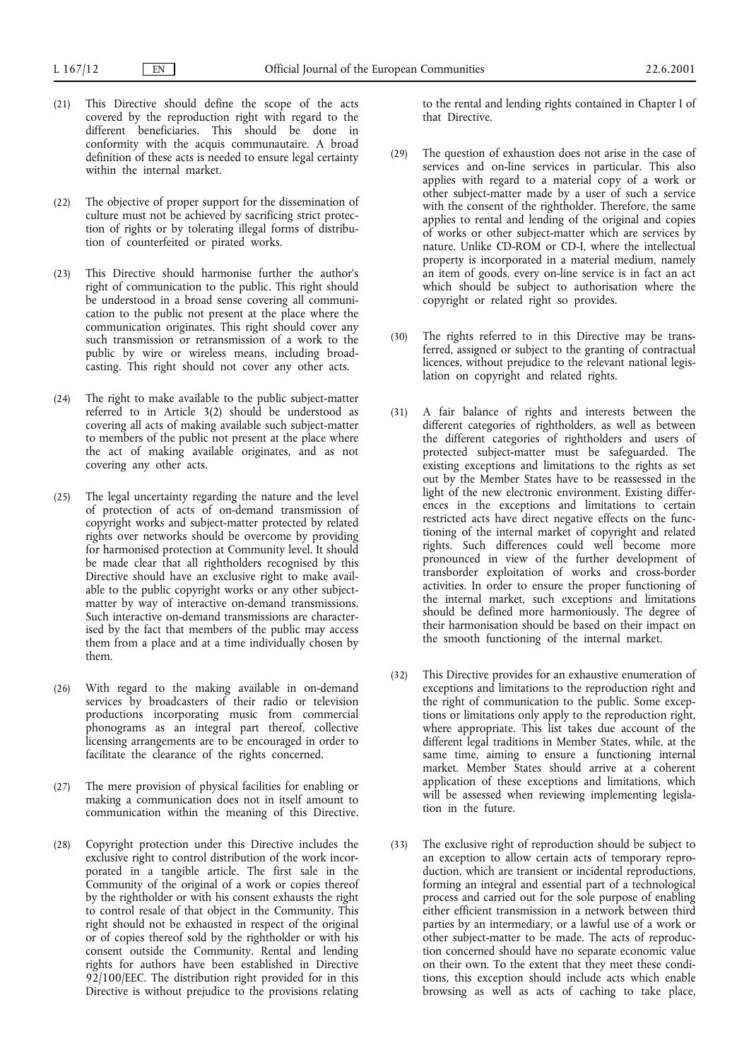(21) This Directive should define the scope of the acts covered by the reproduction right with regard to the different beneficiaries. This should be done in conformity with the acquis communautaire. A broad definition of these acts is needed to ensure legal certainty within the internal market.

(22) The objective of proper support for the dissemination of culture must not be achieved by sacrificing strict protection of rights or by tolerating illegal forms of distribution of counterfeited or pirated works.

(23) This Directive should harmonise further the author's right of communication to the public. This right should be understood in a broad sense covering all communication to the public not present at the place where the communication originates. This right should cover any such transmission or retransmission of a work to the public by wire or wireless means, including broadcasting. This right should not cover any other acts.

(24) The right to make available to the public subject-matter referred to in Article 3(2) should be understood as covering all acts of making available such subject-matter to members of the public not present at the place where the act of making available originates, and as not covering any other acts.

(25) The legal uncertainty regarding the nature and the level of protection of acts of on-demand transmission of copyright works and subject-matter protected by related rights over networks should be overcome by providing for harmonised protection at Community level. It should be made clear that all rightholders recognised by this Directive should have an exclusive right to make available to the public copyright works or any other subject-matter by way of interactive on-demand transmissions. Such interactive on-demand transmissions are characterised by the fact that members of the public may access them from a place and at a time individually chosen by them.

(26) With regard to the making available in on-demand services by broadcasters of their radio or television productions incorporating music from commercial phonograms as an integral part thereof, collective licensing arrangements are to be encouraged in order to facilitate the clearance of the rights concerned.

(27) The mere provision of physical facilities for enabling or making a communication does not in itself amount to communication within the meaning of this Directive.

(28) Copyright protection under this Directive includes the exclusive right to control distribution of the work incorporated in a tangible article. The first sale in the Community of the original of a work or copies thereof by the rightholder or with his consent exhausts the right to control resale of that object in the Community. This right should not be exhausted in respect of the original or of copies thereof sold by the rightholder or with his consent outside the Community. Rental and lending rights for authors have been established in Directive 92/100/EEC. The distribution right provided for in this Directive is without prejudice to the provisions relating to the rental and lending rights contained in Chapter I of that Directive.

(29) The question of exhaustion does not arise in the case of services and on-line services in particular. This also applies with regard to a material copy of a work or other subject-matter made by a user of such a service with the consent of the rightholder. Therefore, the same applies to rental and lending of the original and copies of works or other subject-matter which are services by nature. Unlike CD-ROM or CD-I, where the intellectual property is incorporated in a material medium, namely an item of goods, every on-line service is in fact an act which should be subject to authorisation where the copyright or related right so provides.

(30) The rights referred to in this Directive may be transferred, assigned or subject to the granting of contractual licences, without prejudice to the relevant national legislation on copyright and related rights.

(31) A fair balance of rights and interests between the different categories of rightholders, as well as between the different categories of rightholders and users of protected subject-matter must be safeguarded. The existing exceptions and limitations to the rights as set out by the Member States have to be reassessed in the light of the new electronic environment. Existing differences in the exceptions and limitations to certain restricted acts have direct negative effects on the functioning of the internal market of copyright and related rights. Such differences could well become more pronounced in view of the further development of transborder exploitation of works and cross-border activities. In order to ensure the proper functioning of the internal market, such exceptions and limitations should be defined more harmoniously. The degree of their harmonisation should be based on their impact on the smooth functioning of the internal market.

(32) This Directive provides for an exhaustive enumeration of exceptions and limitations to the reproduction right and the right of communication to the public. Some exceptions or limitations only apply to the reproduction right, where appropriate. This list takes due account of the different legal traditions in Member States, while, at the same time, aiming to ensure a functioning internal market. Member States should arrive at a coherent application of these exceptions and limitations, which will be assessed when reviewing implementing legislation in the future.

(33) The exclusive right of reproduction should be subject to an exception to allow certain acts of temporary reproduction, which are transient or incidental reproductions, forming an integral and essential part of a technological process and carried out for the sole purpose of enabling either efficient transmission in a network between third parties by an intermediary, or a lawful use of a work or other subject-matter to be made. The acts of reproduction concerned should have no separate economic value on their own. To the extent that they meet these conditions, this exception should include acts which enable browsing as well as acts of caching to take place,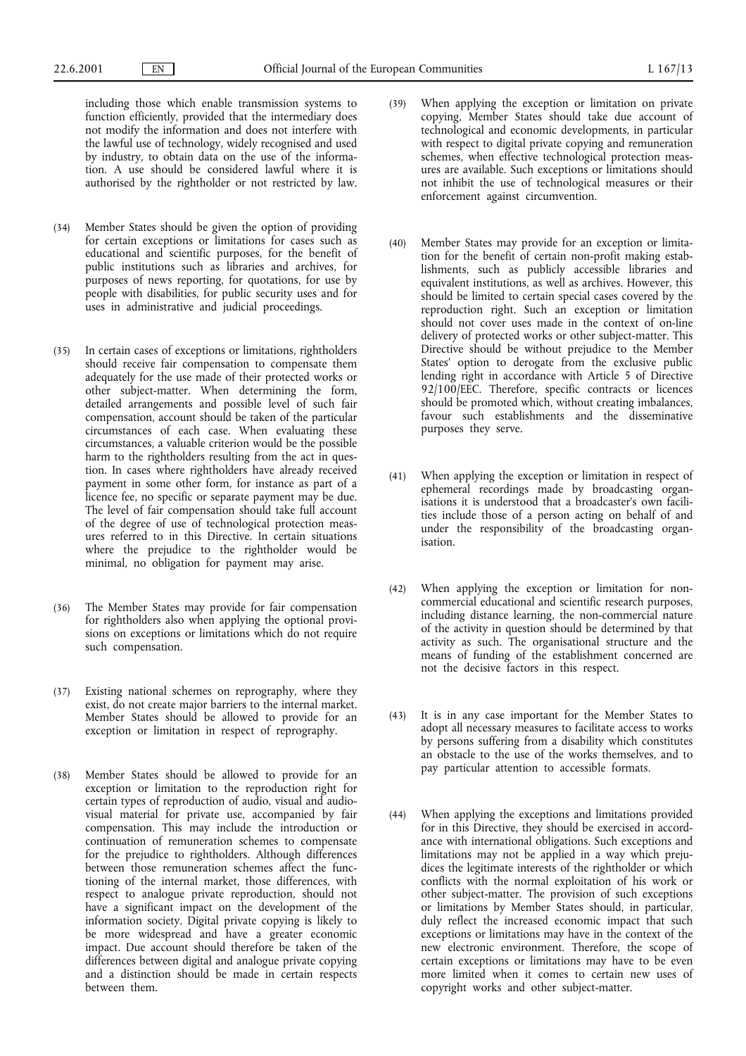including those which enable transmission systems to function efficiently, provided that the intermediary does not modify the information and does not interfere with the lawful use of technology, widely recognised and used by industry, to obtain data on the use of the information. A use should be considered lawful where it is authorised by the rightholder or not restricted by law.

(34) Member States should be given the option of providing for certain exceptions or limitations for cases such as educational and scientific purposes, for the benefit of public institutions such as libraries and archives, for purposes of news reporting, for quotations, for use by people with disabilities, for public security uses and for uses in administrative and judicial proceedings.

(35) In certain cases of exceptions or limitations, rightholders should receive fair compensation to compensate them adequately for the use made of their protected works or other subject-matter. When determining the form, detailed arrangements and possible level of such fair compensation, account should be taken of the particular circumstances of each case. When evaluating these circumstances, a valuable criterion would be the possible harm to the rightholders resulting from the act in question. In cases where rightholders have already received payment in some other form, for instance as part of a licence fee, no specific or separate payment may be due. The level of fair compensation should take full account of the degree of use of technological protection measures referred to in this Directive. In certain situations where the prejudice to the rightholder would be minimal, no obligation for payment may arise.

(36) The Member States may provide for fair compensation for rightholders also when applying the optional provisions on exceptions or limitations which do not require such compensation.

(37) Existing national schemes on reprography, where they exist, do not create major barriers to the internal market. Member States should be allowed to provide for an exception or limitation in respect of reprography.

(38) Member States should be allowed to provide for an exception or limitation to the reproduction right for certain types of reproduction of audio, visual and audiovisual material for private use, accompanied by fair compensation. This may include the introduction or continuation of remuneration schemes to compensate for the prejudice to rightholders. Although differences between those remuneration schemes affect the functioning of the internal market, those differences, with respect to analogue private reproduction, should not have a significant impact on the development of the information society. Digital private copying is likely to be more widespread and have a greater economic impact. Due account should therefore be taken of the differences between digital and analogue private copying and a distinction should be made in certain respects between them.

(39) When applying the exception or limitation on private copying, Member States should take due account of technological and economic developments, in particular with respect to digital private copying and remuneration schemes, when effective technological protection measures are available. Such exceptions or limitations should not inhibit the use of technological measures or their enforcement against circumvention.

(40) Member States may provide for an exception or limitation for the benefit of certain non-profit making establishments, such as publicly accessible libraries and equivalent institutions, as well as archives. However, this should be limited to certain special cases covered by the reproduction right. Such an exception or limitation should not cover uses made in the context of on-line delivery of protected works or other subject-matter. This Directive should be without prejudice to the Member States' option to derogate from the exclusive public lending right in accordance with Article 5 of Directive 92/100/EEC. Therefore, specific contracts or licences should be promoted which, without creating imbalances, favour such establishments and the disseminative purposes they serve.

(41) When applying the exception or limitation in respect of ephemeral recordings made by broadcasting organisations it is understood that a broadcaster's own facilities include those of a person acting on behalf of and under the responsibility of the broadcasting organisation.

(42) When applying the exception or limitation for non-commercial educational and scientific research purposes, including distance learning, the non-commercial nature of the activity in question should be determined by that activity as such. The organisational structure and the means of funding of the establishment concerned are not the decisive factors in this respect.

(43) It is in any case important for the Member States to adopt all necessary measures to facilitate access to works by persons suffering from a disability which constitutes an obstacle to the use of the works themselves, and to pay particular attention to accessible formats.

(44) When applying the exceptions and limitations provided for in this Directive, they should be exercised in accordance with international obligations. Such exceptions and limitations may not be applied in a way which prejudices the legitimate interests of the rightholder or which conflicts with the normal exploitation of his work or other subject-matter. The provision of such exceptions or limitations by Member States should, in particular, duly reflect the increased economic impact that such exceptions or limitations may have in the context of the new electronic environment. Therefore, the scope of certain exceptions or limitations may have to be even more limited when it comes to certain new uses of copyright works and other subject-matter.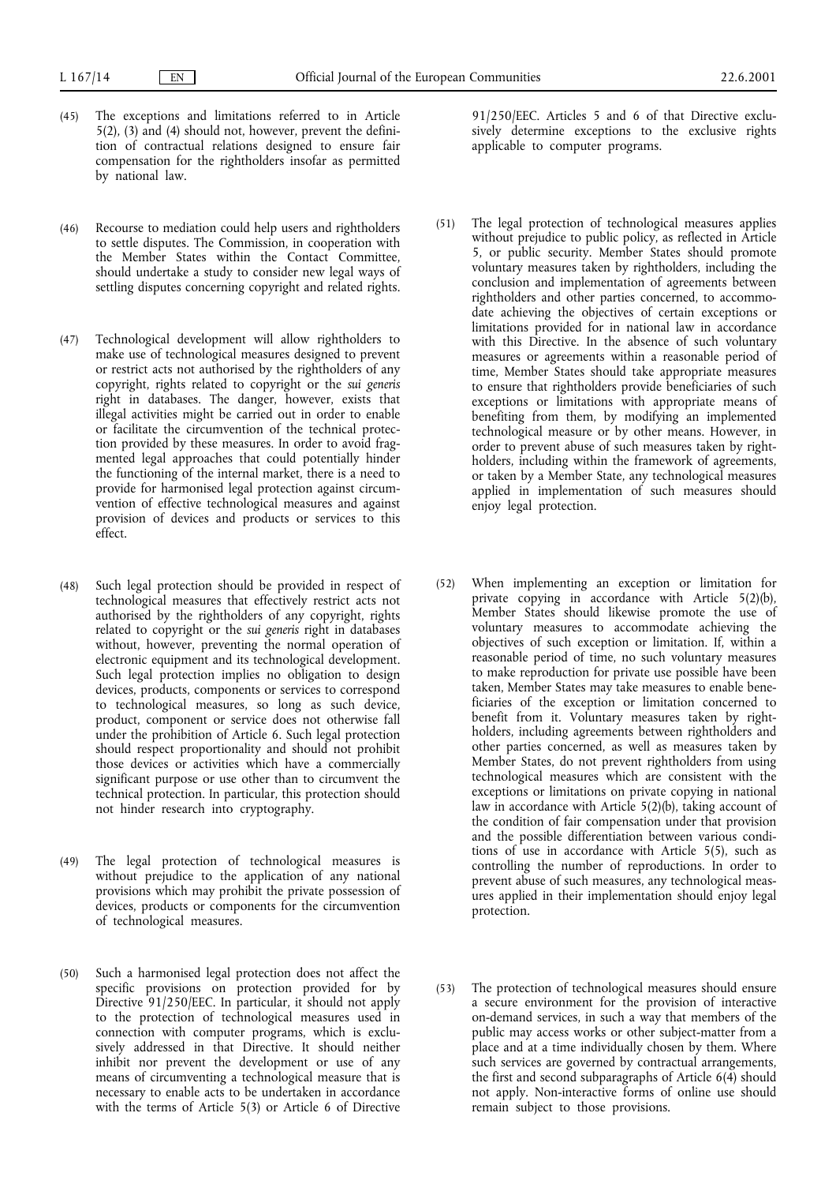(45) The exceptions and limitations referred to in Article 5(2), (3) and (4) should not, however, prevent the definition of contractual relations designed to ensure fair compensation for the rightholders insofar as permitted by national law.

(46) Recourse to mediation could help users and rightholders to settle disputes. The Commission, in cooperation with the Member States within the Contact Committee, should undertake a study to consider new legal ways of settling disputes concerning copyright and related rights.

(47) Technological development will allow rightholders to make use of technological measures designed to prevent or restrict acts not authorised by the rightholders of any copyright, rights related to copyright or the *sui generis* right in databases. The danger, however, exists that illegal activities might be carried out in order to enable or facilitate the circumvention of the technical protection provided by these measures. In order to avoid fragmented legal approaches that could potentially hinder the functioning of the internal market, there is a need to provide for harmonised legal protection against circumvention of effective technological measures and against provision of devices and products or services to this effect.

(48) Such legal protection should be provided in respect of technological measures that effectively restrict acts not authorised by the rightholders of any copyright, rights related to copyright or the *sui generis* right in databases without, however, preventing the normal operation of electronic equipment and its technological development. Such legal protection implies no obligation to design devices, products, components or services to correspond to technological measures, so long as such device, product, component or service does not otherwise fall under the prohibition of Article 6. Such legal protection should respect proportionality and should not prohibit those devices or activities which have a commercially significant purpose or use other than to circumvent the technical protection. In particular, this protection should not hinder research into cryptography.

(49) The legal protection of technological measures is without prejudice to the application of any national provisions which may prohibit the private possession of devices, products or components for the circumvention of technological measures.

(50) Such a harmonised legal protection does not affect the specific provisions on protection provided for by Directive 91/250/EEC. In particular, it should not apply to the protection of technological measures used in connection with computer programs, which is exclusively addressed in that Directive. It should neither inhibit nor prevent the development or use of any means of circumventing a technological measure that is necessary to enable acts to be undertaken in accordance with the terms of Article 5(3) or Article 6 of Directive 91/250/EEC. Articles 5 and 6 of that Directive exclusively determine exceptions to the exclusive rights applicable to computer programs.

(51) The legal protection of technological measures applies without prejudice to public policy, as reflected in Article 5, or public security. Member States should promote voluntary measures taken by rightholders, including the conclusion and implementation of agreements between rightholders and other parties concerned, to accommodate achieving the objectives of certain exceptions or limitations provided for in national law in accordance with this Directive. In the absence of such voluntary measures or agreements within a reasonable period of time, Member States should take appropriate measures to ensure that rightholders provide beneficiaries of such exceptions or limitations with appropriate means of benefiting from them, by modifying an implemented technological measure or by other means. However, in order to prevent abuse of such measures taken by rightholders, including within the framework of agreements, or taken by a Member State, any technological measures applied in implementation of such measures should enjoy legal protection.

(52) When implementing an exception or limitation for private copying in accordance with Article 5(2)(b), Member States should likewise promote the use of voluntary measures to accommodate achieving the objectives of such exception or limitation. If, within a reasonable period of time, no such voluntary measures to make reproduction for private use possible have been taken, Member States may take measures to enable beneficiaries of the exception or limitation concerned to benefit from it. Voluntary measures taken by rightholders, including agreements between rightholders and other parties concerned, as well as measures taken by Member States, do not prevent rightholders from using technological measures which are consistent with the exceptions or limitations on private copying in national law in accordance with Article 5(2)(b), taking account of the condition of fair compensation under that provision and the possible differentiation between various conditions of use in accordance with Article 5(5), such as controlling the number of reproductions. In order to prevent abuse of such measures, any technological measures applied in their implementation should enjoy legal protection.

(53) The protection of technological measures should ensure a secure environment for the provision of interactive on-demand services, in such a way that members of the public may access works or other subject-matter from a place and at a time individually chosen by them. Where such services are governed by contractual arrangements, the first and second subparagraphs of Article 6(4) should not apply. Non-interactive forms of online use should remain subject to those provisions.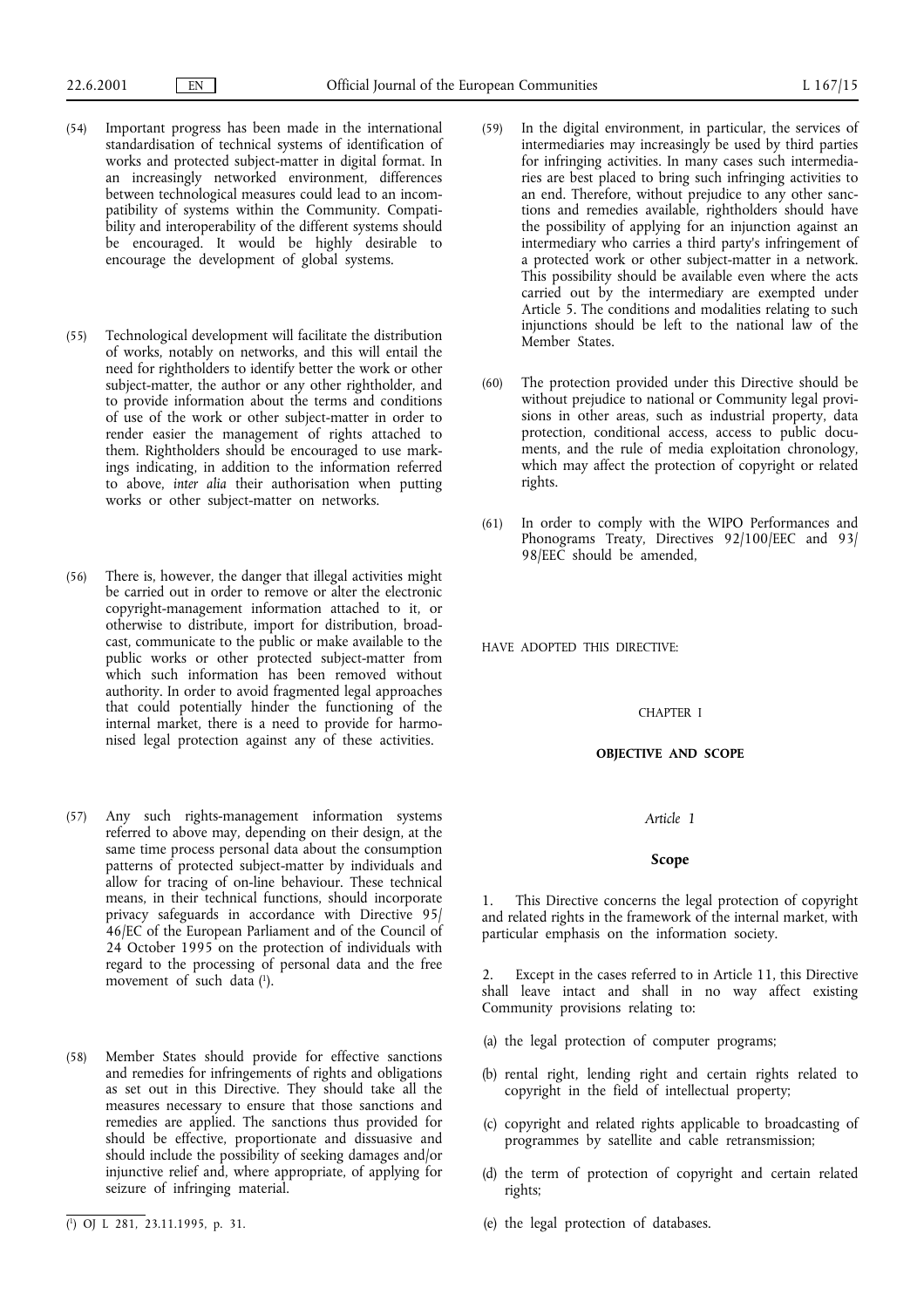(54) Important progress has been made in the international standardisation of technical systems of identification of works and protected subject-matter in digital format. In an increasingly networked environment, differences between technological measures could lead to an incompatibility of systems within the Community. Compatibility and interoperability of the different systems should be encouraged. It would be highly desirable to encourage the development of global systems.

(55) Technological development will facilitate the distribution of works, notably on networks, and this will entail the need for rightholders to identify better the work or other subject-matter, the author or any other rightholder, and to provide information about the terms and conditions of use of the work or other subject-matter in order to render easier the management of rights attached to them. Rightholders should be encouraged to use markings indicating, in addition to the information referred to above, *inter alia* their authorisation when putting works or other subject-matter on networks.

(56) There is, however, the danger that illegal activities might be carried out in order to remove or alter the electronic copyright-management information attached to it, or otherwise to distribute, import for distribution, broadcast, communicate to the public or make available to the public works or other protected subject-matter from which such information has been removed without authority. In order to avoid fragmented legal approaches that could potentially hinder the functioning of the internal market, there is a need to provide for harmonised legal protection against any of these activities.

(57) Any such rights-management information systems referred to above may, depending on their design, at the same time process personal data about the consumption patterns of protected subject-matter by individuals and allow for tracing of on-line behaviour. These technical means, in their technical functions, should incorporate privacy safeguards in accordance with Directive 95/46/EC of the European Parliament and of the Council of 24 October 1995 on the protection of individuals with regard to the processing of personal data and the free movement of such data [1].

(58) Member States should provide for effective sanctions and remedies for infringements of rights and obligations as set out in this Directive. They should take all the measures necessary to ensure that those sanctions and remedies are applied. The sanctions thus provided for should be effective, proportionate and dissuasive and should include the possibility of seeking damages and/or injunctive relief and, where appropriate, of applying for seizure of infringing material.

(59) In the digital environment, in particular, the services of intermediaries may increasingly be used by third parties for infringing activities. In many cases such intermediaries are best placed to bring such infringing activities to an end. Therefore, without prejudice to any other sanctions and remedies available, rightholders should have the possibility of applying for an injunction against an intermediary who carries a third party's infringement of a protected work or other subject-matter in a network. This possibility should be available even where the acts carried out by the intermediary are exempted under Article 5. The conditions and modalities relating to such injunctions should be left to the national law of the Member States.

(60) The protection provided under this Directive should be without prejudice to national or Community legal provisions in other areas, such as industrial property, data protection, conditional access, access to public documents, and the rule of media exploitation chronology, which may affect the protection of copyright or related rights.

(61) In order to comply with the WIPO Performances and Phonograms Treaty, Directives 92/100/EEC and 93/98/EEC should be amended,

HAVE ADOPTED THIS DIRECTIVE:

## CHAPTER I

## OBJECTIVE AND SCOPE

### *Article 1*

### Scope

1. This Directive concerns the legal protection of copyright and related rights in the framework of the internal market, with particular emphasis on the information society.

2. Except in the cases referred to in Article 11, this Directive shall leave intact and shall in no way affect existing Community provisions relating to:

(a) the legal protection of computer programs;

(b) rental right, lending right and certain rights related to copyright in the field of intellectual property;

(c) copyright and related rights applicable to broadcasting of programmes by satellite and cable retransmission;

(d) the term of protection of copyright and certain related rights;

(e) the legal protection of databases.

[1] OJ L 281, 23.11.1995, p. 31.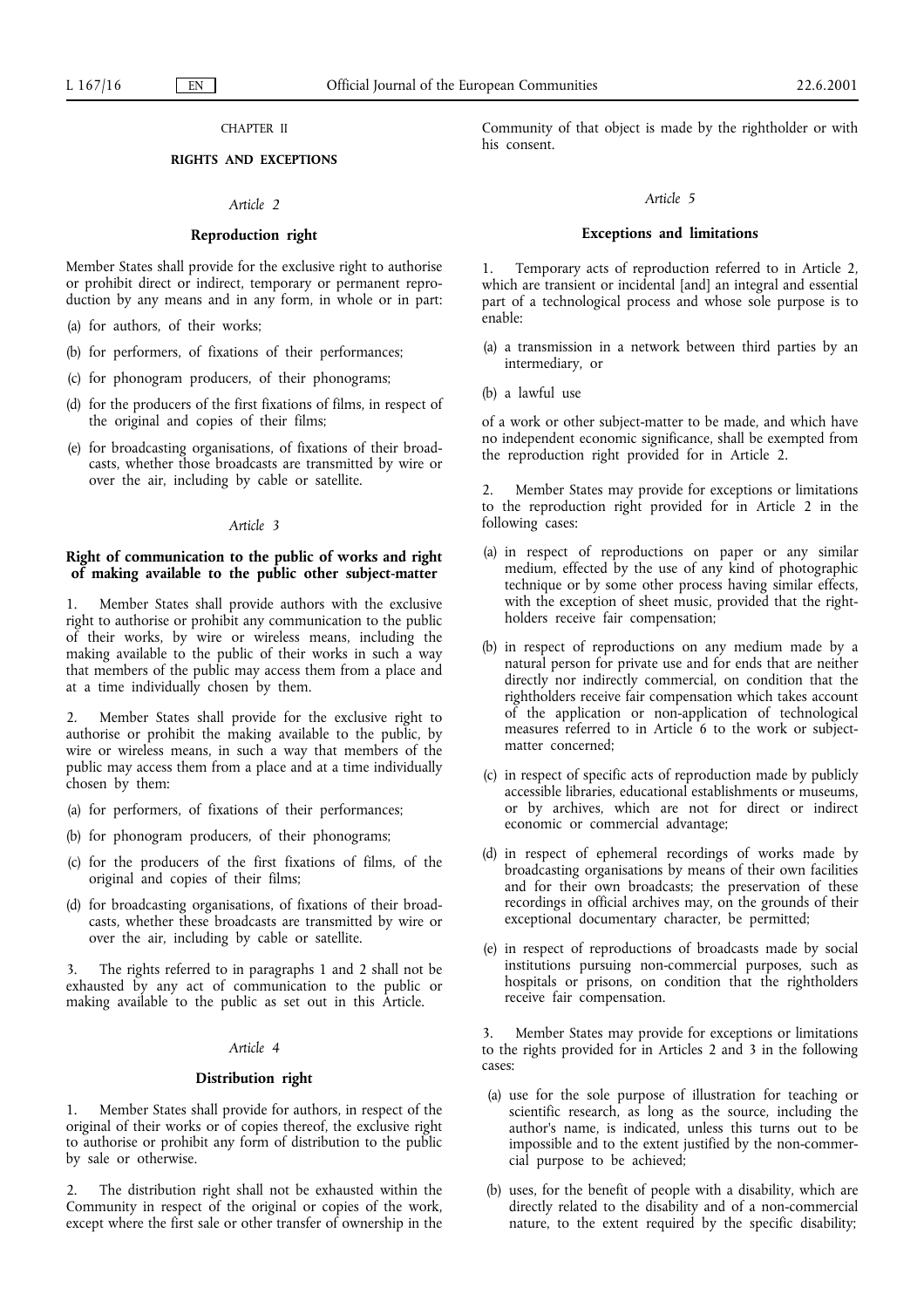## CHAPTER II

## RIGHTS AND EXCEPTIONS

### *Article 2*

### Reproduction right

Member States shall provide for the exclusive right to authorise or prohibit direct or indirect, temporary or permanent reproduction by any means and in any form, in whole or in part:

(a) for authors, of their works;

(b) for performers, of fixations of their performances;

(c) for phonogram producers, of their phonograms;

(d) for the producers of the first fixations of films, in respect of the original and copies of their films;

(e) for broadcasting organisations, of fixations of their broadcasts, whether those broadcasts are transmitted by wire or over the air, including by cable or satellite.

### *Article 3*

### Right of communication to the public of works and right of making available to the public other subject-matter

1. Member States shall provide authors with the exclusive right to authorise or prohibit any communication to the public of their works, by wire or wireless means, including the making available to the public of their works in such a way that members of the public may access them from a place and at a time individually chosen by them.

2. Member States shall provide for the exclusive right to authorise or prohibit the making available to the public, by wire or wireless means, in such a way that members of the public may access them from a place and at a time individually chosen by them:

(a) for performers, of fixations of their performances;

(b) for phonogram producers, of their phonograms;

(c) for the producers of the first fixations of films, of the original and copies of their films;

(d) for broadcasting organisations, of fixations of their broadcasts, whether these broadcasts are transmitted by wire or over the air, including by cable or satellite.

3. The rights referred to in paragraphs 1 and 2 shall not be exhausted by any act of communication to the public or making available to the public as set out in this Article.

### *Article 4*

### Distribution right

1. Member States shall provide for authors, in respect of the original of their works or of copies thereof, the exclusive right to authorise or prohibit any form of distribution to the public by sale or otherwise.

2. The distribution right shall not be exhausted within the Community in respect of the original or copies of the work, except where the first sale or other transfer of ownership in the Community of that object is made by the rightholder or with his consent.

### *Article 5*

### Exceptions and limitations

1. Temporary acts of reproduction referred to in Article 2, which are transient or incidental [and] an integral and essential part of a technological process and whose sole purpose is to enable:

(a) a transmission in a network between third parties by an intermediary, or

(b) a lawful use

of a work or other subject-matter to be made, and which have no independent economic significance, shall be exempted from the reproduction right provided for in Article 2.

2. Member States may provide for exceptions or limitations to the reproduction right provided for in Article 2 in the following cases:

(a) in respect of reproductions on paper or any similar medium, effected by the use of any kind of photographic technique or by some other process having similar effects, with the exception of sheet music, provided that the rightholders receive fair compensation;

(b) in respect of reproductions on any medium made by a natural person for private use and for ends that are neither directly nor indirectly commercial, on condition that the rightholders receive fair compensation which takes account of the application or non-application of technological measures referred to in Article 6 to the work or subject-matter concerned;

(c) in respect of specific acts of reproduction made by publicly accessible libraries, educational establishments or museums, or by archives, which are not for direct or indirect economic or commercial advantage;

(d) in respect of ephemeral recordings of works made by broadcasting organisations by means of their own facilities and for their own broadcasts; the preservation of these recordings in official archives may, on the grounds of their exceptional documentary character, be permitted;

(e) in respect of reproductions of broadcasts made by social institutions pursuing non-commercial purposes, such as hospitals or prisons, on condition that the rightholders receive fair compensation.

3. Member States may provide for exceptions or limitations to the rights provided for in Articles 2 and 3 in the following cases:

(a) use for the sole purpose of illustration for teaching or scientific research, as long as the source, including the author's name, is indicated, unless this turns out to be impossible and to the extent justified by the non-commercial purpose to be achieved;

(b) uses, for the benefit of people with a disability, which are directly related to the disability and of a non-commercial nature, to the extent required by the specific disability;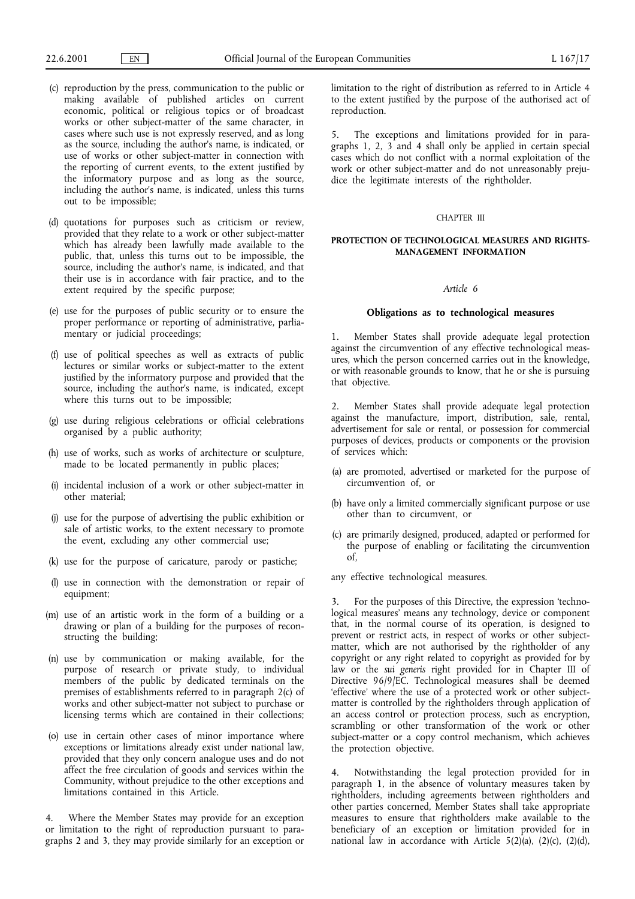(c) reproduction by the press, communication to the public or making available of published articles on current economic, political or religious topics or of broadcast works or other subject-matter of the same character, in cases where such use is not expressly reserved, and as long as the source, including the author's name, is indicated, or use of works or other subject-matter in connection with the reporting of current events, to the extent justified by the informatory purpose and as long as the source, including the author's name, is indicated, unless this turns out to be impossible;

(d) quotations for purposes such as criticism or review, provided that they relate to a work or other subject-matter which has already been lawfully made available to the public, that, unless this turns out to be impossible, the source, including the author's name, is indicated, and that their use is in accordance with fair practice, and to the extent required by the specific purpose;

(e) use for the purposes of public security or to ensure the proper performance or reporting of administrative, parliamentary or judicial proceedings;

(f) use of political speeches as well as extracts of public lectures or similar works or subject-matter to the extent justified by the informatory purpose and provided that the source, including the author's name, is indicated, except where this turns out to be impossible;

(g) use during religious celebrations or official celebrations organised by a public authority;

(h) use of works, such as works of architecture or sculpture, made to be located permanently in public places;

(i) incidental inclusion of a work or other subject-matter in other material;

(j) use for the purpose of advertising the public exhibition or sale of artistic works, to the extent necessary to promote the event, excluding any other commercial use;

(k) use for the purpose of caricature, parody or pastiche;

(l) use in connection with the demonstration or repair of equipment;

(m) use of an artistic work in the form of a building or a drawing or plan of a building for the purposes of reconstructing the building;

(n) use by communication or making available, for the purpose of research or private study, to individual members of the public by dedicated terminals on the premises of establishments referred to in paragraph 2(c) of works and other subject-matter not subject to purchase or licensing terms which are contained in their collections;

(o) use in certain other cases of minor importance where exceptions or limitations already exist under national law, provided that they only concern analogue uses and do not affect the free circulation of goods and services within the Community, without prejudice to the other exceptions and limitations contained in this Article.

4. Where the Member States may provide for an exception or limitation to the right of reproduction pursuant to paragraphs 2 and 3, they may provide similarly for an exception or limitation to the right of distribution as referred to in Article 4 to the extent justified by the purpose of the authorised act of reproduction.

5. The exceptions and limitations provided for in paragraphs 1, 2, 3 and 4 shall only be applied in certain special cases which do not conflict with a normal exploitation of the work or other subject-matter and do not unreasonably prejudice the legitimate interests of the rightholder.

## CHAPTER III

## PROTECTION OF TECHNOLOGICAL MEASURES AND RIGHTS-MANAGEMENT INFORMATION

### *Article 6*

### Obligations as to technological measures

1. Member States shall provide adequate legal protection against the circumvention of any effective technological measures, which the person concerned carries out in the knowledge, or with reasonable grounds to know, that he or she is pursuing that objective.

2. Member States shall provide adequate legal protection against the manufacture, import, distribution, sale, rental, advertisement for sale or rental, or possession for commercial purposes of devices, products or components or the provision of services which:

(a) are promoted, advertised or marketed for the purpose of circumvention of, or

(b) have only a limited commercially significant purpose or use other than to circumvent, or

(c) are primarily designed, produced, adapted or performed for the purpose of enabling or facilitating the circumvention of,

any effective technological measures.

3. For the purposes of this Directive, the expression 'technological measures' means any technology, device or component that, in the normal course of its operation, is designed to prevent or restrict acts, in respect of works or other subject-matter, which are not authorised by the rightholder of any copyright or any right related to copyright as provided for by law or the *sui generis* right provided for in Chapter III of Directive 96/9/EC. Technological measures shall be deemed 'effective' where the use of a protected work or other subject-matter is controlled by the rightholders through application of an access control or protection process, such as encryption, scrambling or other transformation of the work or other subject-matter or a copy control mechanism, which achieves the protection objective.

4. Notwithstanding the legal protection provided for in paragraph 1, in the absence of voluntary measures taken by rightholders, including agreements between rightholders and other parties concerned, Member States shall take appropriate measures to ensure that rightholders make available to the beneficiary of an exception or limitation provided for in national law in accordance with Article 5(2)(a), (2)(c), (2)(d),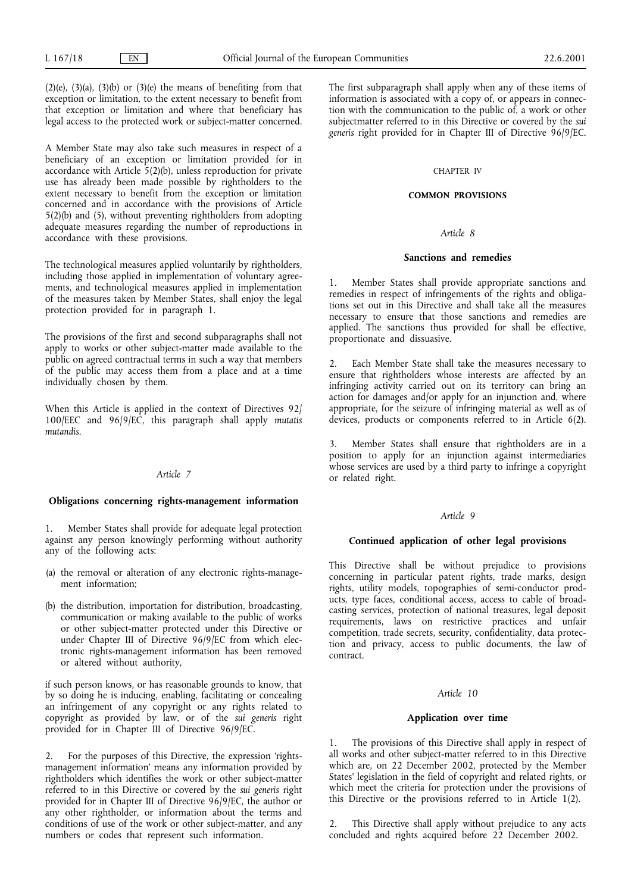(2)(e), (3)(a), (3)(b) or (3)(e) the means of benefiting from that exception or limitation, to the extent necessary to benefit from that exception or limitation and where that beneficiary has legal access to the protected work or subject-matter concerned.

A Member State may also take such measures in respect of a beneficiary of an exception or limitation provided for in accordance with Article 5(2)(b), unless reproduction for private use has already been made possible by rightholders to the extent necessary to benefit from the exception or limitation concerned and in accordance with the provisions of Article 5(2)(b) and (5), without preventing rightholders from adopting adequate measures regarding the number of reproductions in accordance with these provisions.

The technological measures applied voluntarily by rightholders, including those applied in implementation of voluntary agreements, and technological measures applied in implementation of the measures taken by Member States, shall enjoy the legal protection provided for in paragraph 1.

The provisions of the first and second subparagraphs shall not apply to works or other subject-matter made available to the public on agreed contractual terms in such a way that members of the public may access them from a place and at a time individually chosen by them.

When this Article is applied in the context of Directives 92/100/EEC and 96/9/EC, this paragraph shall apply *mutatis mutandis*.

### *Article 7*

### Obligations concerning rights-management information

1. Member States shall provide for adequate legal protection against any person knowingly performing without authority any of the following acts:

(a) the removal or alteration of any electronic rights-management information;

(b) the distribution, importation for distribution, broadcasting, communication or making available to the public of works or other subject-matter protected under this Directive or under Chapter III of Directive 96/9/EC from which electronic rights-management information has been removed or altered without authority,

if such person knows, or has reasonable grounds to know, that by so doing he is inducing, enabling, facilitating or concealing an infringement of any copyright or any rights related to copyright as provided by law, or of the *sui generis* right provided for in Chapter III of Directive 96/9/EC.

2. For the purposes of this Directive, the expression 'rights-management information' means any information provided by rightholders which identifies the work or other subject-matter referred to in this Directive or covered by the *sui generis* right provided for in Chapter III of Directive 96/9/EC, the author or any other rightholder, or information about the terms and conditions of use of the work or other subject-matter, and any numbers or codes that represent such information.

The first subparagraph shall apply when any of these items of information is associated with a copy of, or appears in connection with the communication to the public of, a work or other subjectmatter referred to in this Directive or covered by the *sui generis* right provided for in Chapter III of Directive 96/9/EC.

## CHAPTER IV

## COMMON PROVISIONS

### *Article 8*

### Sanctions and remedies

1. Member States shall provide appropriate sanctions and remedies in respect of infringements of the rights and obligations set out in this Directive and shall take all the measures necessary to ensure that those sanctions and remedies are applied. The sanctions thus provided for shall be effective, proportionate and dissuasive.

2. Each Member State shall take the measures necessary to ensure that rightholders whose interests are affected by an infringing activity carried out on its territory can bring an action for damages and/or apply for an injunction and, where appropriate, for the seizure of infringing material as well as of devices, products or components referred to in Article 6(2).

3. Member States shall ensure that rightholders are in a position to apply for an injunction against intermediaries whose services are used by a third party to infringe a copyright or related right.

### *Article 9*

### Continued application of other legal provisions

This Directive shall be without prejudice to provisions concerning in particular patent rights, trade marks, design rights, utility models, topographies of semi-conductor products, type faces, conditional access, access to cable of broadcasting services, protection of national treasures, legal deposit requirements, laws on restrictive practices and unfair competition, trade secrets, security, confidentiality, data protection and privacy, access to public documents, the law of contract.

### *Article 10*

### Application over time

1. The provisions of this Directive shall apply in respect of all works and other subject-matter referred to in this Directive which are, on 22 December 2002, protected by the Member States' legislation in the field of copyright and related rights, or which meet the criteria for protection under the provisions of this Directive or the provisions referred to in Article 1(2).

2. This Directive shall apply without prejudice to any acts concluded and rights acquired before 22 December 2002.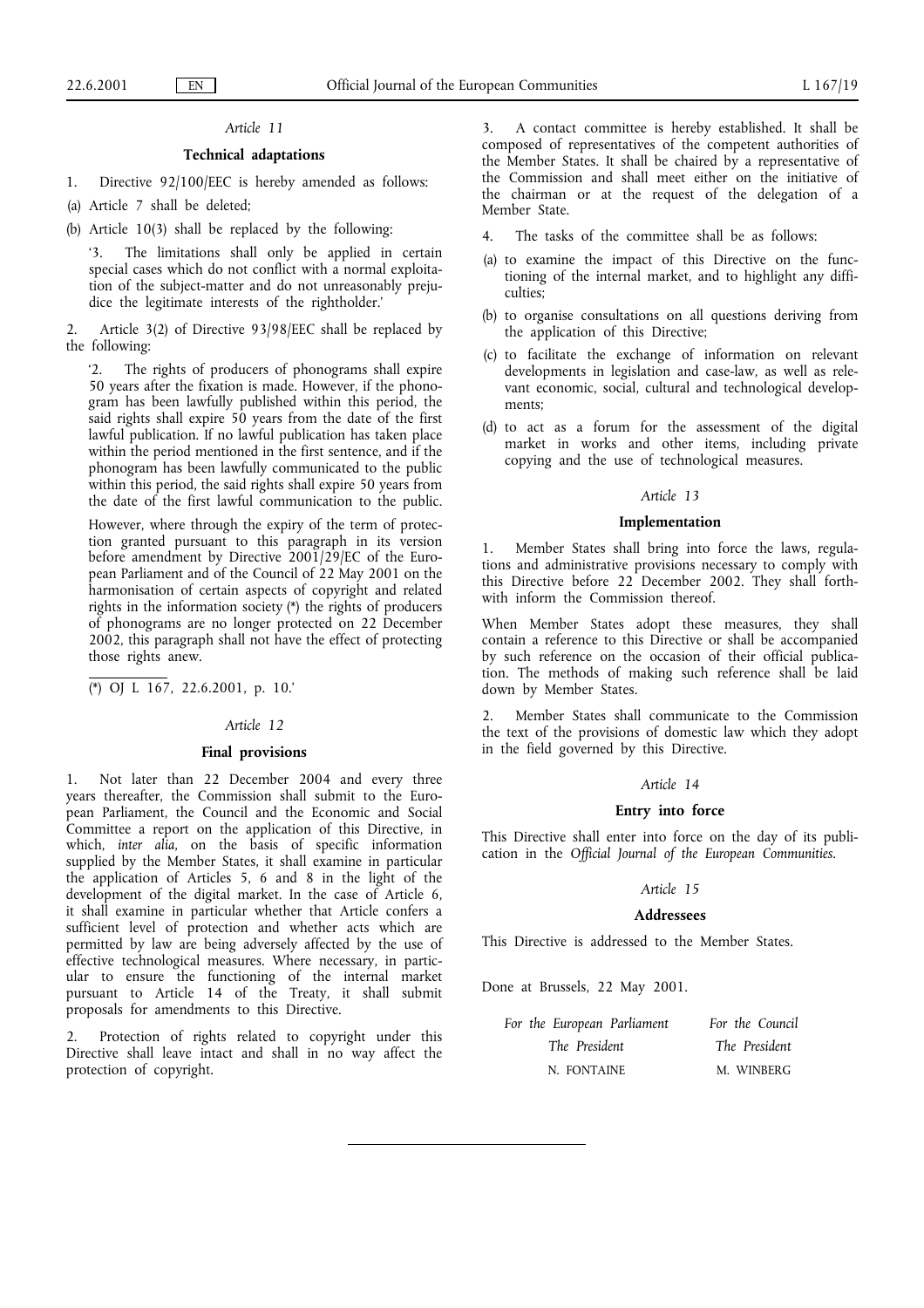*Article 11*

**Technical adaptations**

1. Directive 92/100/EEC is hereby amended as follows:

(a) Article 7 shall be deleted;

(b) Article 10(3) shall be replaced by the following:

'3. The limitations shall only be applied in certain special cases which do not conflict with a normal exploitation of the subject-matter and do not unreasonably prejudice the legitimate interests of the rightholder.'

2. Article 3(2) of Directive 93/98/EEC shall be replaced by the following:

'2. The rights of producers of phonograms shall expire 50 years after the fixation is made. However, if the phonogram has been lawfully published within this period, the said rights shall expire 50 years from the date of the first lawful publication. If no lawful publication has taken place within the period mentioned in the first sentence, and if the phonogram has been lawfully communicated to the public within this period, the said rights shall expire 50 years from the date of the first lawful communication to the public.

However, where through the expiry of the term of protection granted pursuant to this paragraph in its version before amendment by Directive 2001/29/EC of the European Parliament and of the Council of 22 May 2001 on the harmonisation of certain aspects of copyright and related rights in the information society (*) the rights of producers of phonograms are no longer protected on 22 December 2002, this paragraph shall not have the effect of protecting those rights anew.

(*) OJ L 167, 22.6.2001, p. 10.'

*Article 12*

**Final provisions**

1. Not later than 22 December 2004 and every three years thereafter, the Commission shall submit to the European Parliament, the Council and the Economic and Social Committee a report on the application of this Directive, in which, *inter alia*, on the basis of specific information supplied by the Member States, it shall examine in particular the application of Articles 5, 6 and 8 in the light of the development of the digital market. In the case of Article 6, it shall examine in particular whether that Article confers a sufficient level of protection and whether acts which are permitted by law are being adversely affected by the use of effective technological measures. Where necessary, in particular to ensure the functioning of the internal market pursuant to Article 14 of the Treaty, it shall submit proposals for amendments to this Directive.

2. Protection of rights related to copyright under this Directive shall leave intact and shall in no way affect the protection of copyright.

3. A contact committee is hereby established. It shall be composed of representatives of the competent authorities of the Member States. It shall be chaired by a representative of the Commission and shall meet either on the initiative of the chairman or at the request of the delegation of a Member State.

4. The tasks of the committee shall be as follows:

(a) to examine the impact of this Directive on the functioning of the internal market, and to highlight any difficulties;

(b) to organise consultations on all questions deriving from the application of this Directive;

(c) to facilitate the exchange of information on relevant developments in legislation and case-law, as well as relevant economic, social, cultural and technological developments;

(d) to act as a forum for the assessment of the digital market in works and other items, including private copying and the use of technological measures.

*Article 13*

**Implementation**

1. Member States shall bring into force the laws, regulations and administrative provisions necessary to comply with this Directive before 22 December 2002. They shall forthwith inform the Commission thereof.

When Member States adopt these measures, they shall contain a reference to this Directive or shall be accompanied by such reference on the occasion of their official publication. The methods of making such reference shall be laid down by Member States.

2. Member States shall communicate to the Commission the text of the provisions of domestic law which they adopt in the field governed by this Directive.

*Article 14*

**Entry into force**

This Directive shall enter into force on the day of its publication in the *Official Journal of the European Communities*.

*Article 15*

**Addressees**

This Directive is addressed to the Member States.

Done at Brussels, 22 May 2001.

| *For the European Parliament* | *For the Council* |
|---|---|
| *The President* | *The President* |
| N. FONTAINE | M. WINBERG |